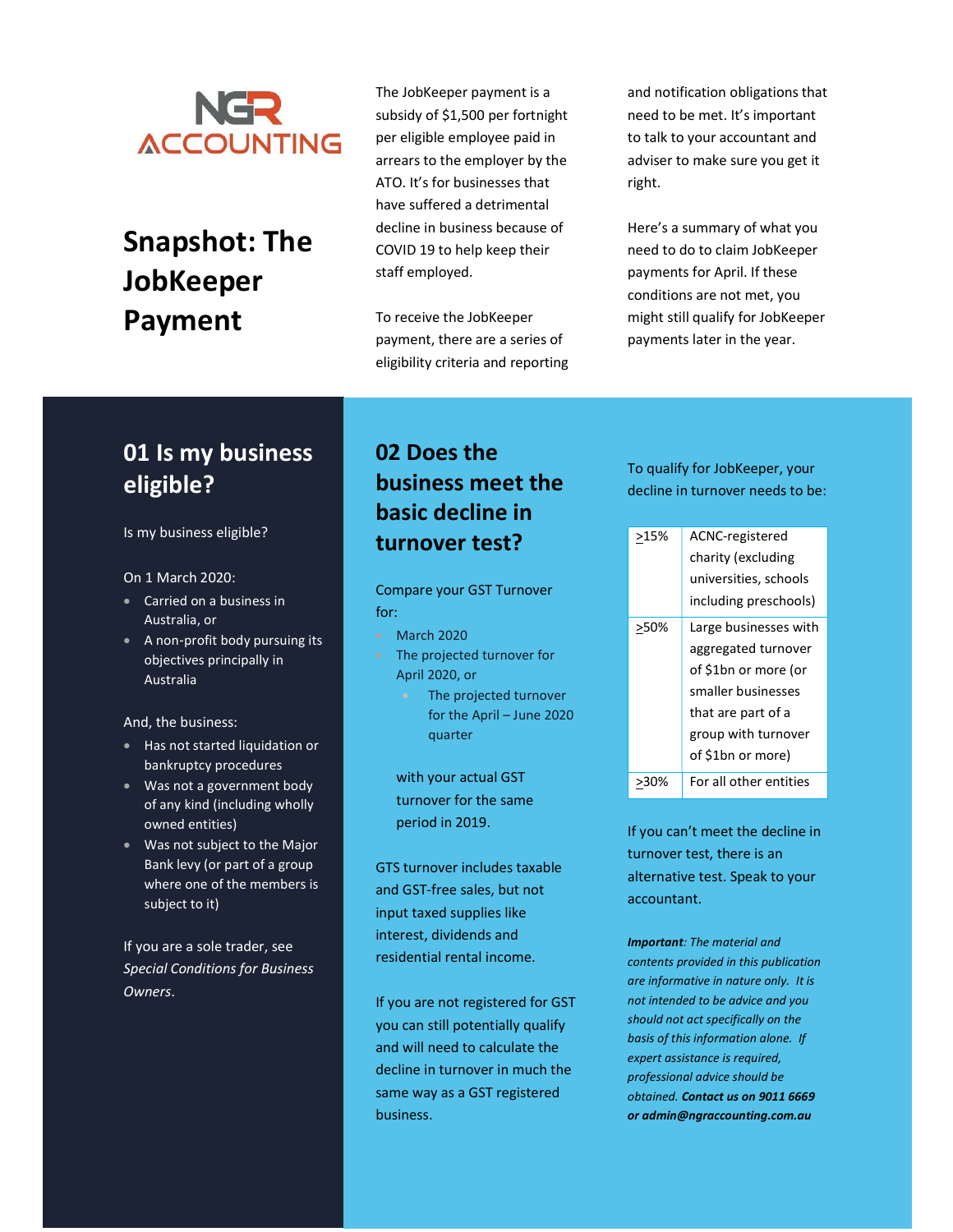NGR ACCOUNTING

# Snapshot: The JobKeeper Payment

The JobKeeper payment is a subsidy of $1,500 per fortnight per eligible employee paid in arrears to the employer by the ATO. It's for businesses that have suffered a detrimental decline in business because of COVID 19 to help keep their staff employed.

To receive the JobKeeper payment, there are a series of eligibility criteria and reporting and notification obligations that need to be met. It's important to talk to your accountant and adviser to make sure you get it right.

Here's a summary of what you need to do to claim JobKeeper payments for April. If these conditions are not met, you might still qualify for JobKeeper payments later in the year.

## 01 Is my business eligible?

Is my business eligible?

On 1 March 2020:

- Carried on a business in Australia, or
- A non-profit body pursuing its objectives principally in Australia

And, the business:

- Has not started liquidation or bankruptcy procedures
- Was not a government body of any kind (including wholly owned entities)
- Was not subject to the Major Bank levy (or part of a group where one of the members is subject to it)

If you are a sole trader, see *Special Conditions for Business Owners*.

## 02 Does the business meet the basic decline in turnover test?

Compare your GST Turnover for:

- March 2020
- The projected turnover for April 2020, or
  - The projected turnover for the April – June 2020 quarter

  with your actual GST turnover for the same period in 2019.

GTS turnover includes taxable and GST-free sales, but not input taxed supplies like interest, dividends and residential rental income.

If you are not registered for GST you can still potentially qualify and will need to calculate the decline in turnover in much the same way as a GST registered business.

To qualify for JobKeeper, your decline in turnover needs to be:

| | |
|---|---|
| ≥15% | ACNC-registered charity (excluding universities, schools including preschools) |
| ≥50% | Large businesses with aggregated turnover of $1bn or more (or smaller businesses that are part of a group with turnover of $1bn or more) |
| ≥30% | For all other entities |

If you can't meet the decline in turnover test, there is an alternative test. Speak to your accountant.

***Important**: The material and contents provided in this publication are informative in nature only. It is not intended to be advice and you should not act specifically on the basis of this information alone. If expert assistance is required, professional advice should be obtained.* ***Contact us on 9011 6669 or admin@ngraccounting.com.au***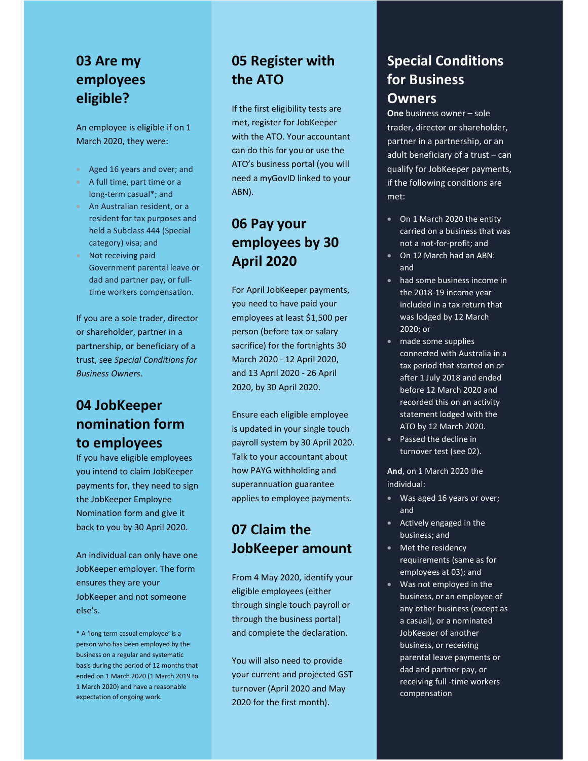## 03 Are my employees eligible?

An employee is eligible if on 1 March 2020, they were:

- Aged 16 years and over; and
- A full time, part time or a long-term casual*; and
- An Australian resident, or a resident for tax purposes and held a Subclass 444 (Special category) visa; and
- Not receiving paid Government parental leave or dad and partner pay, or full-time workers compensation.

If you are a sole trader, director or shareholder, partner in a partnership, or beneficiary of a trust, see *Special Conditions for Business Owners*.

## 04 JobKeeper nomination form to employees

If you have eligible employees you intend to claim JobKeeper payments for, they need to sign the JobKeeper Employee Nomination form and give it back to you by 30 April 2020.

An individual can only have one JobKeeper employer. The form ensures they are your JobKeeper and not someone else's.

* A 'long term casual employee' is a person who has been employed by the business on a regular and systematic basis during the period of 12 months that ended on 1 March 2020 (1 March 2019 to 1 March 2020) and have a reasonable expectation of ongoing work.

## 05 Register with the ATO

If the first eligibility tests are met, register for JobKeeper with the ATO. Your accountant can do this for you or use the ATO's business portal (you will need a myGovID linked to your ABN).

## 06 Pay your employees by 30 April 2020

For April JobKeeper payments, you need to have paid your employees at least $1,500 per person (before tax or salary sacrifice) for the fortnights 30 March 2020 - 12 April 2020, and 13 April 2020 - 26 April 2020, by 30 April 2020.

Ensure each eligible employee is updated in your single touch payroll system by 30 April 2020. Talk to your accountant about how PAYG withholding and superannuation guarantee applies to employee payments.

## 07 Claim the JobKeeper amount

From 4 May 2020, identify your eligible employees (either through single touch payroll or through the business portal) and complete the declaration.

You will also need to provide your current and projected GST turnover (April 2020 and May 2020 for the first month).

## Special Conditions for Business Owners

**One** business owner – sole trader, director or shareholder, partner in a partnership, or an adult beneficiary of a trust – can qualify for JobKeeper payments, if the following conditions are met:

- On 1 March 2020 the entity carried on a business that was not a not-for-profit; and
- On 12 March had an ABN: and
- had some business income in the 2018-19 income year included in a tax return that was lodged by 12 March 2020; or
- made some supplies connected with Australia in a tax period that started on or after 1 July 2018 and ended before 12 March 2020 and recorded this on an activity statement lodged with the ATO by 12 March 2020.
- Passed the decline in turnover test (see 02).

**And**, on 1 March 2020 the individual:

- Was aged 16 years or over; and
- Actively engaged in the business; and
- Met the residency requirements (same as for employees at 03); and
- Was not employed in the business, or an employee of any other business (except as a casual), or a nominated JobKeeper of another business, or receiving parental leave payments or dad and partner pay, or receiving full -time workers compensation